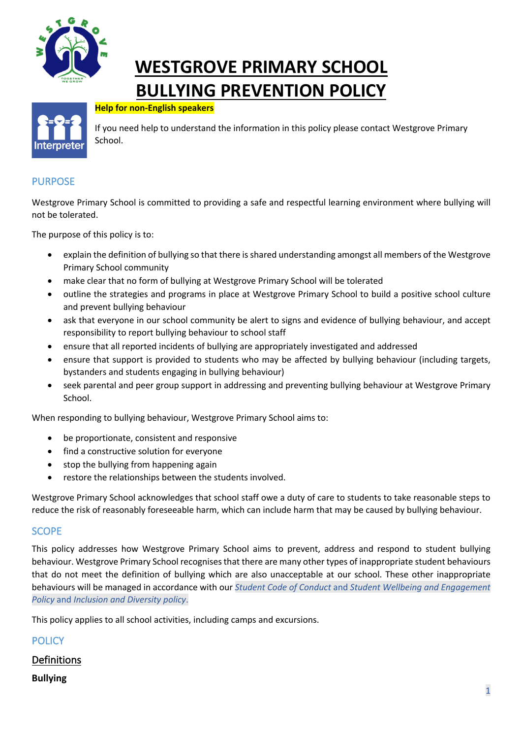# WESTGROVE PRIMARY SCHOOL BULLYING PREVENTION POLICY

**Help for non-English speakers**

If you need help to understand the information in this policy please contact Westgrove Primary School.

## PURPOSE

Westgrove Primary School is committed to providing a safe and respectful learning environment where bullying will not be tolerated.

The purpose of this policy is to:

- explain the definition of bullying so that there is shared understanding amongst all members of the Westgrove Primary School community
- make clear that no form of bullying at Westgrove Primary School will be tolerated
- outline the strategies and programs in place at Westgrove Primary School to build a positive school culture and prevent bullying behaviour
- ask that everyone in our school community be alert to signs and evidence of bullying behaviour, and accept responsibility to report bullying behaviour to school staff
- ensure that all reported incidents of bullying are appropriately investigated and addressed
- ensure that support is provided to students who may be affected by bullying behaviour (including targets, bystanders and students engaging in bullying behaviour)
- seek parental and peer group support in addressing and preventing bullying behaviour at Westgrove Primary School.

When responding to bullying behaviour, Westgrove Primary School aims to:

- be proportionate, consistent and responsive
- find a constructive solution for everyone
- stop the bullying from happening again
- restore the relationships between the students involved.

Westgrove Primary School acknowledges that school staff owe a duty of care to students to take reasonable steps to reduce the risk of reasonably foreseeable harm, which can include harm that may be caused by bullying behaviour.

## SCOPE

This policy addresses how Westgrove Primary School aims to prevent, address and respond to student bullying behaviour. Westgrove Primary School recognises that there are many other types of inappropriate student behaviours that do not meet the definition of bullying which are also unacceptable at our school. These other inappropriate behaviours will be managed in accordance with our *Student Code of Conduct* and *Student Wellbeing and Engagement Policy* and *Inclusion and Diversity policy*.

This policy applies to all school activities, including camps and excursions.

## POLICY

### Definitions

**Bullying**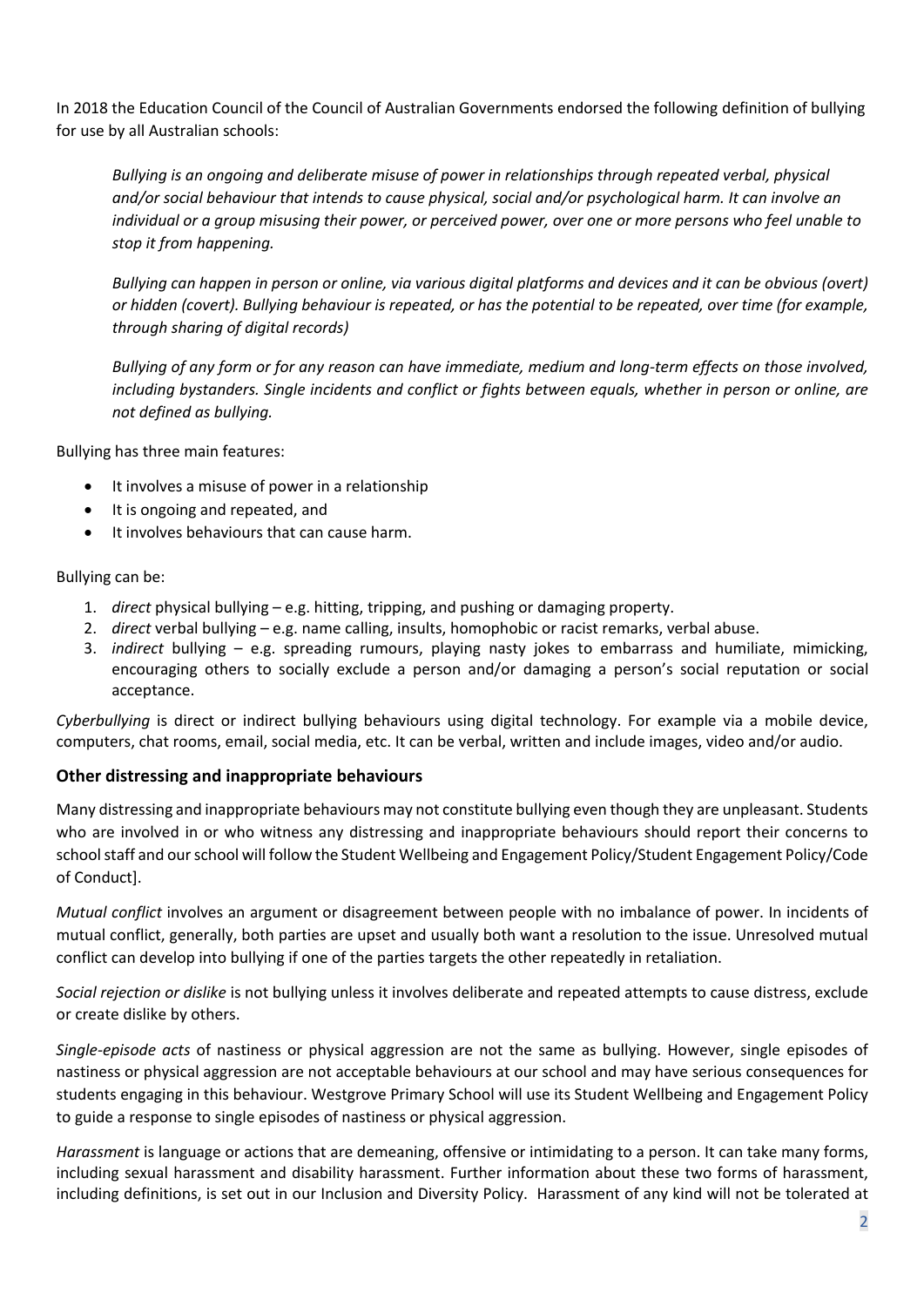In 2018 the Education Council of the Council of Australian Governments endorsed the following definition of bullying for use by all Australian schools:

> *Bullying is an ongoing and deliberate misuse of power in relationships through repeated verbal, physical and/or social behaviour that intends to cause physical, social and/or psychological harm. It can involve an individual or a group misusing their power, or perceived power, over one or more persons who feel unable to stop it from happening.*
>
> *Bullying can happen in person or online, via various digital platforms and devices and it can be obvious (overt) or hidden (covert). Bullying behaviour is repeated, or has the potential to be repeated, over time (for example, through sharing of digital records)*
>
> *Bullying of any form or for any reason can have immediate, medium and long-term effects on those involved, including bystanders. Single incidents and conflict or fights between equals, whether in person or online, are not defined as bullying.*

Bullying has three main features:

- It involves a misuse of power in a relationship
- It is ongoing and repeated, and
- It involves behaviours that can cause harm.

Bullying can be:

1. *direct* physical bullying – e.g. hitting, tripping, and pushing or damaging property.
2. *direct* verbal bullying – e.g. name calling, insults, homophobic or racist remarks, verbal abuse.
3. *indirect* bullying – e.g. spreading rumours, playing nasty jokes to embarrass and humiliate, mimicking, encouraging others to socially exclude a person and/or damaging a person's social reputation or social acceptance.

*Cyberbullying* is direct or indirect bullying behaviours using digital technology. For example via a mobile device, computers, chat rooms, email, social media, etc. It can be verbal, written and include images, video and/or audio.

## Other distressing and inappropriate behaviours

Many distressing and inappropriate behaviours may not constitute bullying even though they are unpleasant. Students who are involved in or who witness any distressing and inappropriate behaviours should report their concerns to school staff and our school will follow the Student Wellbeing and Engagement Policy/Student Engagement Policy/Code of Conduct].

*Mutual conflict* involves an argument or disagreement between people with no imbalance of power. In incidents of mutual conflict, generally, both parties are upset and usually both want a resolution to the issue. Unresolved mutual conflict can develop into bullying if one of the parties targets the other repeatedly in retaliation.

*Social rejection or dislike* is not bullying unless it involves deliberate and repeated attempts to cause distress, exclude or create dislike by others.

*Single-episode acts* of nastiness or physical aggression are not the same as bullying. However, single episodes of nastiness or physical aggression are not acceptable behaviours at our school and may have serious consequences for students engaging in this behaviour. Westgrove Primary School will use its Student Wellbeing and Engagement Policy to guide a response to single episodes of nastiness or physical aggression.

*Harassment* is language or actions that are demeaning, offensive or intimidating to a person. It can take many forms, including sexual harassment and disability harassment. Further information about these two forms of harassment, including definitions, is set out in our Inclusion and Diversity Policy. Harassment of any kind will not be tolerated at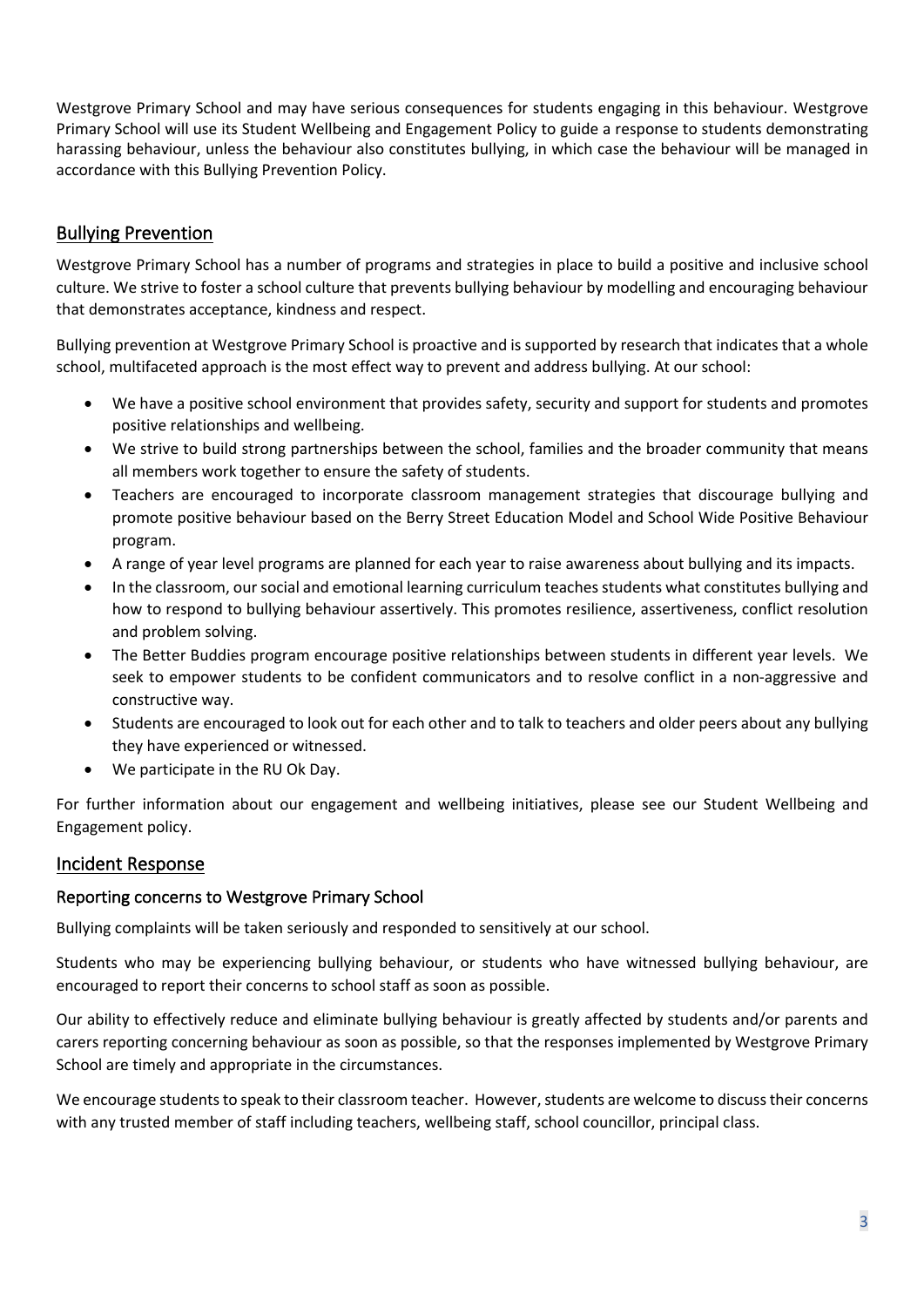Westgrove Primary School and may have serious consequences for students engaging in this behaviour. Westgrove Primary School will use its Student Wellbeing and Engagement Policy to guide a response to students demonstrating harassing behaviour, unless the behaviour also constitutes bullying, in which case the behaviour will be managed in accordance with this Bullying Prevention Policy.

## Bullying Prevention

Westgrove Primary School has a number of programs and strategies in place to build a positive and inclusive school culture. We strive to foster a school culture that prevents bullying behaviour by modelling and encouraging behaviour that demonstrates acceptance, kindness and respect.

Bullying prevention at Westgrove Primary School is proactive and is supported by research that indicates that a whole school, multifaceted approach is the most effect way to prevent and address bullying. At our school:

- We have a positive school environment that provides safety, security and support for students and promotes positive relationships and wellbeing.
- We strive to build strong partnerships between the school, families and the broader community that means all members work together to ensure the safety of students.
- Teachers are encouraged to incorporate classroom management strategies that discourage bullying and promote positive behaviour based on the Berry Street Education Model and School Wide Positive Behaviour program.
- A range of year level programs are planned for each year to raise awareness about bullying and its impacts.
- In the classroom, our social and emotional learning curriculum teaches students what constitutes bullying and how to respond to bullying behaviour assertively. This promotes resilience, assertiveness, conflict resolution and problem solving.
- The Better Buddies program encourage positive relationships between students in different year levels. We seek to empower students to be confident communicators and to resolve conflict in a non-aggressive and constructive way.
- Students are encouraged to look out for each other and to talk to teachers and older peers about any bullying they have experienced or witnessed.
- We participate in the RU Ok Day.

For further information about our engagement and wellbeing initiatives, please see our Student Wellbeing and Engagement policy.

## Incident Response

### Reporting concerns to Westgrove Primary School

Bullying complaints will be taken seriously and responded to sensitively at our school.

Students who may be experiencing bullying behaviour, or students who have witnessed bullying behaviour, are encouraged to report their concerns to school staff as soon as possible.

Our ability to effectively reduce and eliminate bullying behaviour is greatly affected by students and/or parents and carers reporting concerning behaviour as soon as possible, so that the responses implemented by Westgrove Primary School are timely and appropriate in the circumstances.

We encourage students to speak to their classroom teacher. However, students are welcome to discuss their concerns with any trusted member of staff including teachers, wellbeing staff, school councillor, principal class.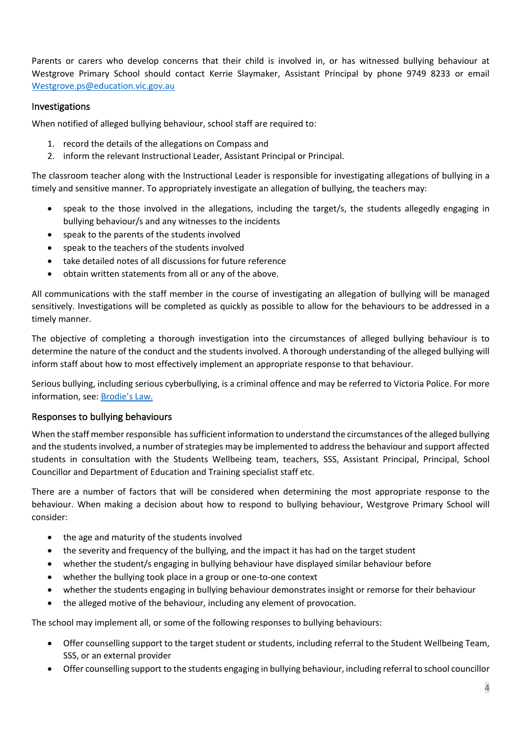Parents or carers who develop concerns that their child is involved in, or has witnessed bullying behaviour at Westgrove Primary School should contact Kerrie Slaymaker, Assistant Principal by phone 9749 8233 or email [Westgrove.ps@education.vic.gov.au](mailto:Westgrove.ps@education.vic.gov.au)

## Investigations

When notified of alleged bullying behaviour, school staff are required to:

1. record the details of the allegations on Compass and
2. inform the relevant Instructional Leader, Assistant Principal or Principal.

The classroom teacher along with the Instructional Leader is responsible for investigating allegations of bullying in a timely and sensitive manner. To appropriately investigate an allegation of bullying, the teachers may:

- speak to the those involved in the allegations, including the target/s, the students allegedly engaging in bullying behaviour/s and any witnesses to the incidents
- speak to the parents of the students involved
- speak to the teachers of the students involved
- take detailed notes of all discussions for future reference
- obtain written statements from all or any of the above.

All communications with the staff member in the course of investigating an allegation of bullying will be managed sensitively. Investigations will be completed as quickly as possible to allow for the behaviours to be addressed in a timely manner.

The objective of completing a thorough investigation into the circumstances of alleged bullying behaviour is to determine the nature of the conduct and the students involved. A thorough understanding of the alleged bullying will inform staff about how to most effectively implement an appropriate response to that behaviour.

Serious bullying, including serious cyberbullying, is a criminal offence and may be referred to Victoria Police. For more information, see: [Brodie's Law.](#)

## Responses to bullying behaviours

When the staff member responsible has sufficient information to understand the circumstances of the alleged bullying and the students involved, a number of strategies may be implemented to address the behaviour and support affected students in consultation with the Students Wellbeing team, teachers, SSS, Assistant Principal, Principal, School Councillor and Department of Education and Training specialist staff etc.

There are a number of factors that will be considered when determining the most appropriate response to the behaviour. When making a decision about how to respond to bullying behaviour, Westgrove Primary School will consider:

- the age and maturity of the students involved
- the severity and frequency of the bullying, and the impact it has had on the target student
- whether the student/s engaging in bullying behaviour have displayed similar behaviour before
- whether the bullying took place in a group or one-to-one context
- whether the students engaging in bullying behaviour demonstrates insight or remorse for their behaviour
- the alleged motive of the behaviour, including any element of provocation.

The school may implement all, or some of the following responses to bullying behaviours:

- Offer counselling support to the target student or students, including referral to the Student Wellbeing Team, SSS, or an external provider
- Offer counselling support to the students engaging in bullying behaviour, including referral to school councillor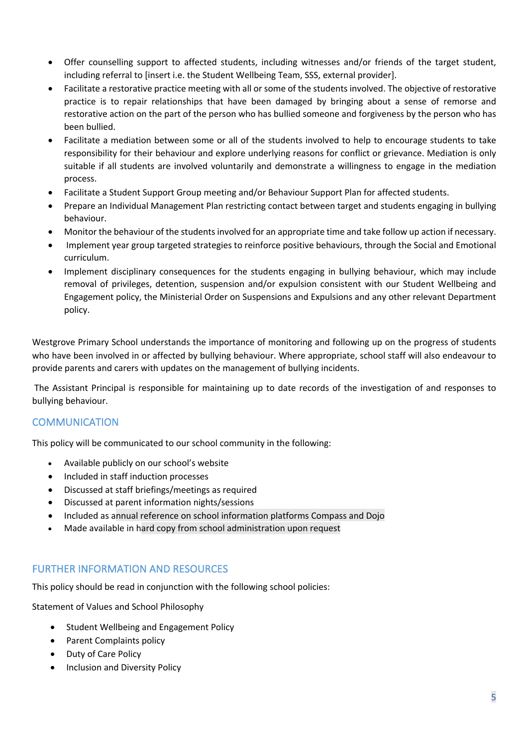- Offer counselling support to affected students, including witnesses and/or friends of the target student, including referral to [insert i.e. the Student Wellbeing Team, SSS, external provider].
- Facilitate a restorative practice meeting with all or some of the students involved. The objective of restorative practice is to repair relationships that have been damaged by bringing about a sense of remorse and restorative action on the part of the person who has bullied someone and forgiveness by the person who has been bullied.
- Facilitate a mediation between some or all of the students involved to help to encourage students to take responsibility for their behaviour and explore underlying reasons for conflict or grievance. Mediation is only suitable if all students are involved voluntarily and demonstrate a willingness to engage in the mediation process.
- Facilitate a Student Support Group meeting and/or Behaviour Support Plan for affected students.
- Prepare an Individual Management Plan restricting contact between target and students engaging in bullying behaviour.
- Monitor the behaviour of the students involved for an appropriate time and take follow up action if necessary.
- Implement year group targeted strategies to reinforce positive behaviours, through the Social and Emotional curriculum.
- Implement disciplinary consequences for the students engaging in bullying behaviour, which may include removal of privileges, detention, suspension and/or expulsion consistent with our Student Wellbeing and Engagement policy, the Ministerial Order on Suspensions and Expulsions and any other relevant Department policy.

Westgrove Primary School understands the importance of monitoring and following up on the progress of students who have been involved in or affected by bullying behaviour. Where appropriate, school staff will also endeavour to provide parents and carers with updates on the management of bullying incidents.

The Assistant Principal is responsible for maintaining up to date records of the investigation of and responses to bullying behaviour.

## COMMUNICATION

This policy will be communicated to our school community in the following:

- Available publicly on our school's website
- Included in staff induction processes
- Discussed at staff briefings/meetings as required
- Discussed at parent information nights/sessions
- Included as annual reference on school information platforms Compass and Dojo
- Made available in hard copy from school administration upon request

## FURTHER INFORMATION AND RESOURCES

This policy should be read in conjunction with the following school policies:

Statement of Values and School Philosophy

- Student Wellbeing and Engagement Policy
- Parent Complaints policy
- Duty of Care Policy
- Inclusion and Diversity Policy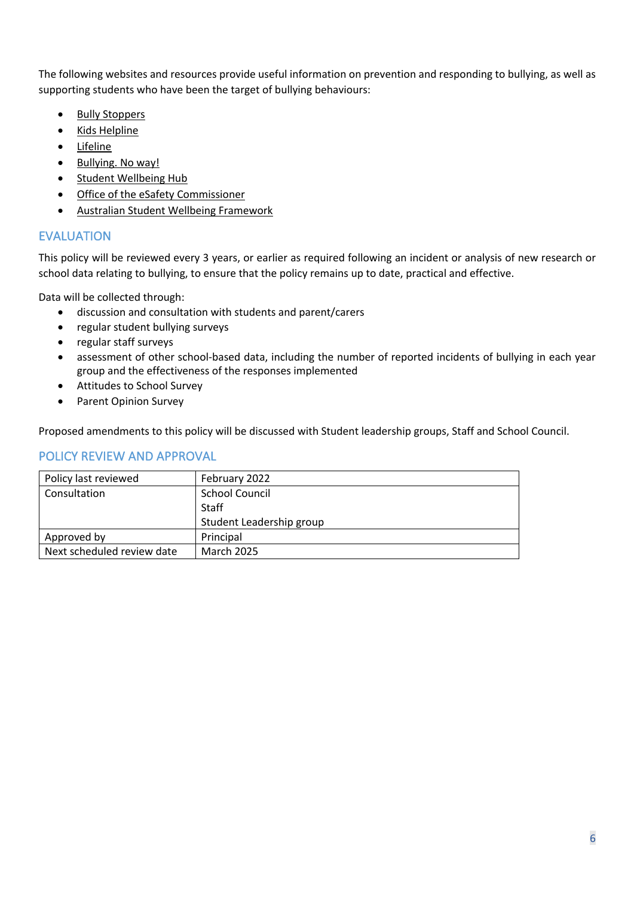The following websites and resources provide useful information on prevention and responding to bullying, as well as supporting students who have been the target of bullying behaviours:

- Bully Stoppers
- Kids Helpline
- Lifeline
- Bullying. No way!
- Student Wellbeing Hub
- Office of the eSafety Commissioner
- Australian Student Wellbeing Framework

## EVALUATION

This policy will be reviewed every 3 years, or earlier as required following an incident or analysis of new research or school data relating to bullying, to ensure that the policy remains up to date, practical and effective.

Data will be collected through:

- discussion and consultation with students and parent/carers
- regular student bullying surveys
- regular staff surveys
- assessment of other school-based data, including the number of reported incidents of bullying in each year group and the effectiveness of the responses implemented
- Attitudes to School Survey
- Parent Opinion Survey

Proposed amendments to this policy will be discussed with Student leadership groups, Staff and School Council.

## POLICY REVIEW AND APPROVAL

| | |
|---|---|
| Policy last reviewed | February 2022 |
| Consultation | School Council<br>Staff<br>Student Leadership group |
| Approved by | Principal |
| Next scheduled review date | March 2025 |